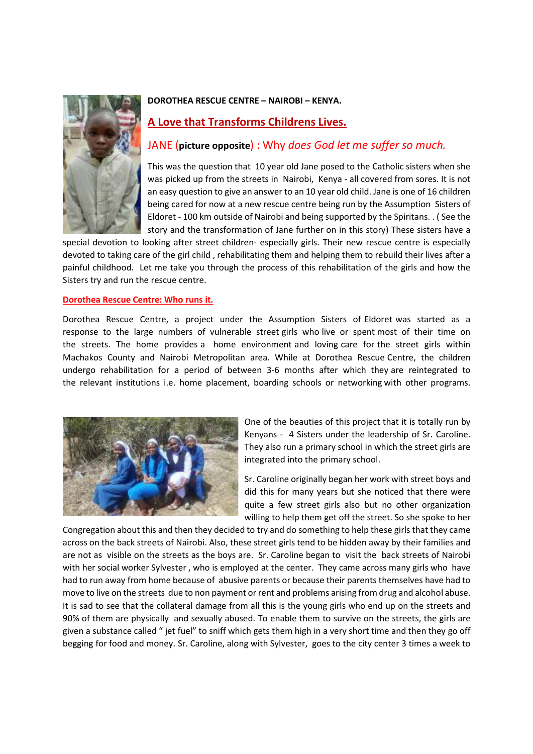**DOROTHEA RESCUE CENTRE – NAIROBI – KENYA.**

## A Love that Transforms Childrens Lives.

### JANE (**picture opposite**) : Why *does God let me suffer so much.*

This was the question that 10 year old Jane posed to the Catholic sisters when she was picked up from the streets in Nairobi, Kenya - all covered from sores. It is not an easy question to give an answer to an 10 year old child. Jane is one of 16 children being cared for now at a new rescue centre being run by the Assumption Sisters of Eldoret - 100 km outside of Nairobi and being supported by the Spiritans. . ( See the story and the transformation of Jane further on in this story) These sisters have a special devotion to looking after street children- especially girls. Their new rescue centre is especially devoted to taking care of the girl child , rehabilitating them and helping them to rebuild their lives after a painful childhood. Let me take you through the process of this rehabilitation of the girls and how the Sisters try and run the rescue centre.

**Dorothea Rescue Centre: Who runs it.**

Dorothea Rescue Centre, a project under the Assumption Sisters of Eldoret was started as a response to the large numbers of vulnerable street girls who live or spent most of their time on the streets. The home provides a home environment and loving care for the street girls within Machakos County and Nairobi Metropolitan area. While at Dorothea Rescue Centre, the children undergo rehabilitation for a period of between 3-6 months after which they are reintegrated to the relevant institutions i.e. home placement, boarding schools or networking with other programs.

One of the beauties of this project that it is totally run by Kenyans - 4 Sisters under the leadership of Sr. Caroline. They also run a primary school in which the street girls are integrated into the primary school.

Sr. Caroline originally began her work with street boys and did this for many years but she noticed that there were quite a few street girls also but no other organization willing to help them get off the street. So she spoke to her Congregation about this and then they decided to try and do something to help these girls that they came across on the back streets of Nairobi. Also, these street girls tend to be hidden away by their families and are not as visible on the streets as the boys are. Sr. Caroline began to visit the back streets of Nairobi with her social worker Sylvester , who is employed at the center. They came across many girls who have had to run away from home because of abusive parents or because their parents themselves have had to move to live on the streets due to non payment or rent and problems arising from drug and alcohol abuse. It is sad to see that the collateral damage from all this is the young girls who end up on the streets and 90% of them are physically and sexually abused. To enable them to survive on the streets, the girls are given a substance called " jet fuel" to sniff which gets them high in a very short time and then they go off begging for food and money. Sr. Caroline, along with Sylvester, goes to the city center 3 times a week to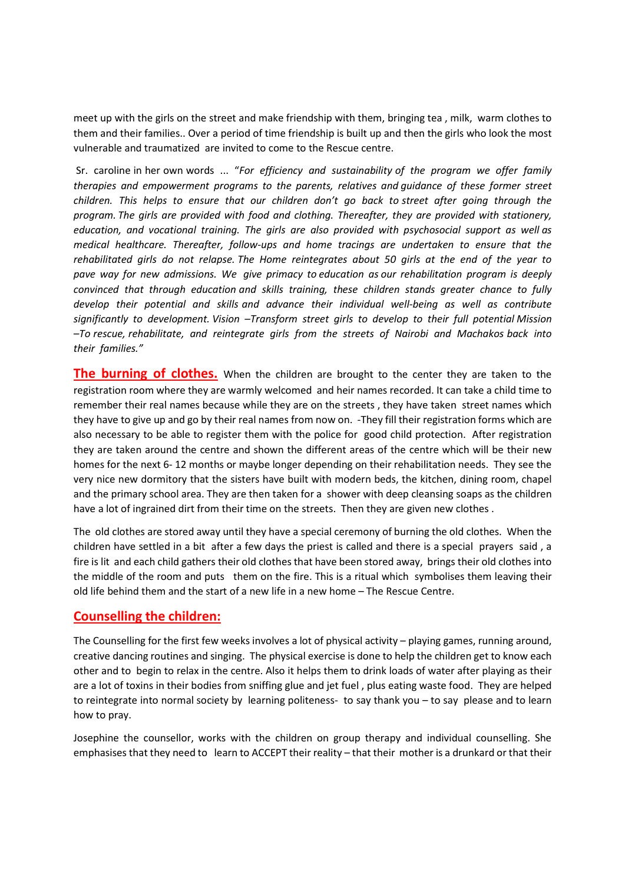meet up with the girls on the street and make friendship with them, bringing tea , milk, warm clothes to them and their families.. Over a period of time friendship is built up and then the girls who look the most vulnerable and traumatized are invited to come to the Rescue centre.

Sr. caroline in her own words ... "*For efficiency and sustainability of the program we offer family therapies and empowerment programs to the parents, relatives and guidance of these former street children. This helps to ensure that our children don't go back to street after going through the program. The girls are provided with food and clothing. Thereafter, they are provided with stationery, education, and vocational training. The girls are also provided with psychosocial support as well as medical healthcare. Thereafter, follow-ups and home tracings are undertaken to ensure that the rehabilitated girls do not relapse. The Home reintegrates about 50 girls at the end of the year to pave way for new admissions. We give primacy to education as our rehabilitation program is deeply convinced that through education and skills training, these children stands greater chance to fully develop their potential and skills and advance their individual well-being as well as contribute significantly to development. Vision –Transform street girls to develop to their full potential Mission –To rescue, rehabilitate, and reintegrate girls from the streets of Nairobi and Machakos back into their families.*"

**The burning of clothes.** When the children are brought to the center they are taken to the registration room where they are warmly welcomed and heir names recorded. It can take a child time to remember their real names because while they are on the streets , they have taken street names which they have to give up and go by their real names from now on. -They fill their registration forms which are also necessary to be able to register them with the police for good child protection. After registration they are taken around the centre and shown the different areas of the centre which will be their new homes for the next 6- 12 months or maybe longer depending on their rehabilitation needs. They see the very nice new dormitory that the sisters have built with modern beds, the kitchen, dining room, chapel and the primary school area. They are then taken for a shower with deep cleansing soaps as the children have a lot of ingrained dirt from their time on the streets. Then they are given new clothes .

The old clothes are stored away until they have a special ceremony of burning the old clothes. When the children have settled in a bit after a few days the priest is called and there is a special prayers said , a fire is lit and each child gathers their old clothes that have been stored away, brings their old clothes into the middle of the room and puts them on the fire. This is a ritual which symbolises them leaving their old life behind them and the start of a new life in a new home – The Rescue Centre.

## Counselling the children:

The Counselling for the first few weeks involves a lot of physical activity – playing games, running around, creative dancing routines and singing. The physical exercise is done to help the children get to know each other and to begin to relax in the centre. Also it helps them to drink loads of water after playing as their are a lot of toxins in their bodies from sniffing glue and jet fuel , plus eating waste food. They are helped to reintegrate into normal society by learning politeness- to say thank you – to say please and to learn how to pray.

Josephine the counsellor, works with the children on group therapy and individual counselling. She emphasises that they need to learn to ACCEPT their reality – that their mother is a drunkard or that their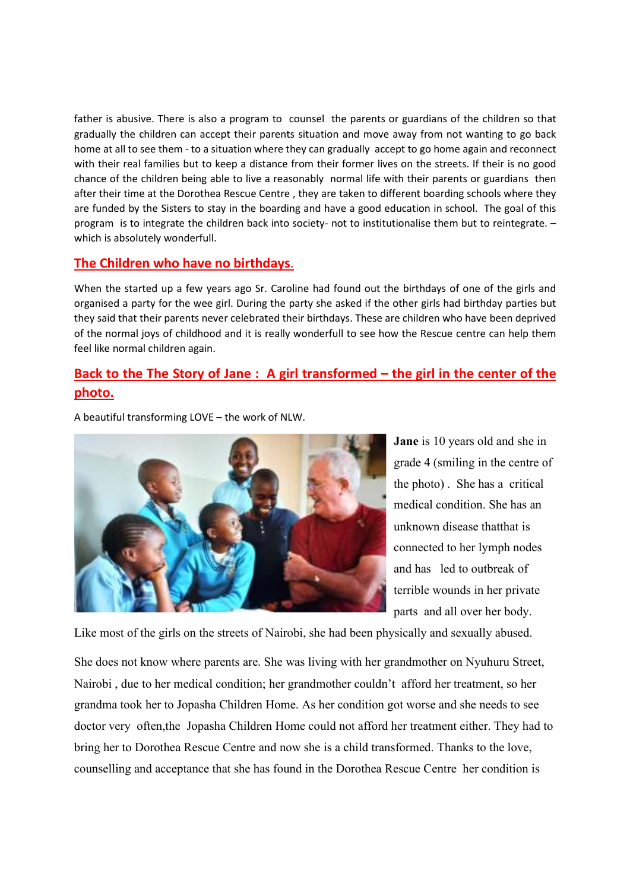father is abusive. There is also a program to counsel the parents or guardians of the children so that gradually the children can accept their parents situation and move away from not wanting to go back home at all to see them - to a situation where they can gradually accept to go home again and reconnect with their real families but to keep a distance from their former lives on the streets. If their is no good chance of the children being able to live a reasonably normal life with their parents or guardians then after their time at the Dorothea Rescue Centre , they are taken to different boarding schools where they are funded by the Sisters to stay in the boarding and have a good education in school. The goal of this program is to integrate the children back into society- not to institutionalise them but to reintegrate. – which is absolutely wonderfull.

## The Children who have no birthdays.

When the started up a few years ago Sr. Caroline had found out the birthdays of one of the girls and organised a party for the wee girl. During the party she asked if the other girls had birthday parties but they said that their parents never celebrated their birthdays. These are children who have been deprived of the normal joys of childhood and it is really wonderfull to see how the Rescue centre can help them feel like normal children again.

## Back to the The Story of Jane : A girl transformed – the girl in the center of the photo.

A beautiful transforming LOVE – the work of NLW.

**Jane** is 10 years old and she in grade 4 (smiling in the centre of the photo) . She has a critical medical condition. She has an unknown disease thatthat is connected to her lymph nodes and has led to outbreak of terrible wounds in her private parts and all over her body.

Like most of the girls on the streets of Nairobi, she had been physically and sexually abused.

She does not know where parents are. She was living with her grandmother on Nyuhuru Street, Nairobi , due to her medical condition; her grandmother couldn't afford her treatment, so her grandma took her to Jopasha Children Home. As her condition got worse and she needs to see doctor very often,the Jopasha Children Home could not afford her treatment either. They had to bring her to Dorothea Rescue Centre and now she is a child transformed. Thanks to the love, counselling and acceptance that she has found in the Dorothea Rescue Centre her condition is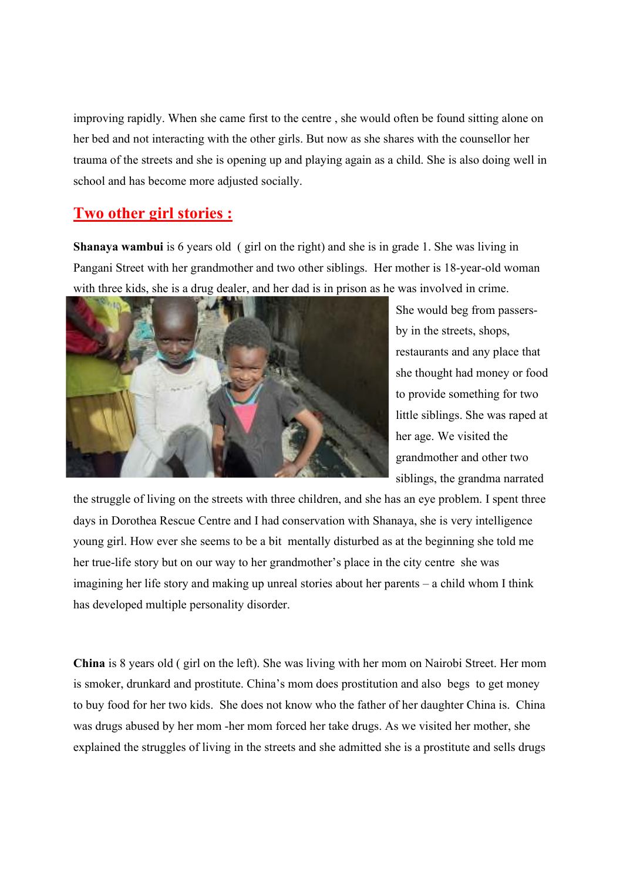improving rapidly. When she came first to the centre , she would often be found sitting alone on her bed and not interacting with the other girls. But now as she shares with the counsellor her trauma of the streets and she is opening up and playing again as a child. She is also doing well in school and has become more adjusted socially.

## Two other girl stories :

**Shanaya wambui** is 6 years old ( girl on the right) and she is in grade 1. She was living in Pangani Street with her grandmother and two other siblings. Her mother is 18-year-old woman with three kids, she is a drug dealer, and her dad is in prison as he was involved in crime. She would beg from passers-by in the streets, shops, restaurants and any place that she thought had money or food to provide something for two little siblings. She was raped at her age. We visited the grandmother and other two siblings, the grandma narrated the struggle of living on the streets with three children, and she has an eye problem. I spent three days in Dorothea Rescue Centre and I had conservation with Shanaya, she is very intelligence young girl. How ever she seems to be a bit mentally disturbed as at the beginning she told me her true-life story but on our way to her grandmother's place in the city centre she was imagining her life story and making up unreal stories about her parents – a child whom I think has developed multiple personality disorder.

**China** is 8 years old ( girl on the left). She was living with her mom on Nairobi Street. Her mom is smoker, drunkard and prostitute. China's mom does prostitution and also begs to get money to buy food for her two kids. She does not know who the father of her daughter China is. China was drugs abused by her mom -her mom forced her take drugs. As we visited her mother, she explained the struggles of living in the streets and she admitted she is a prostitute and sells drugs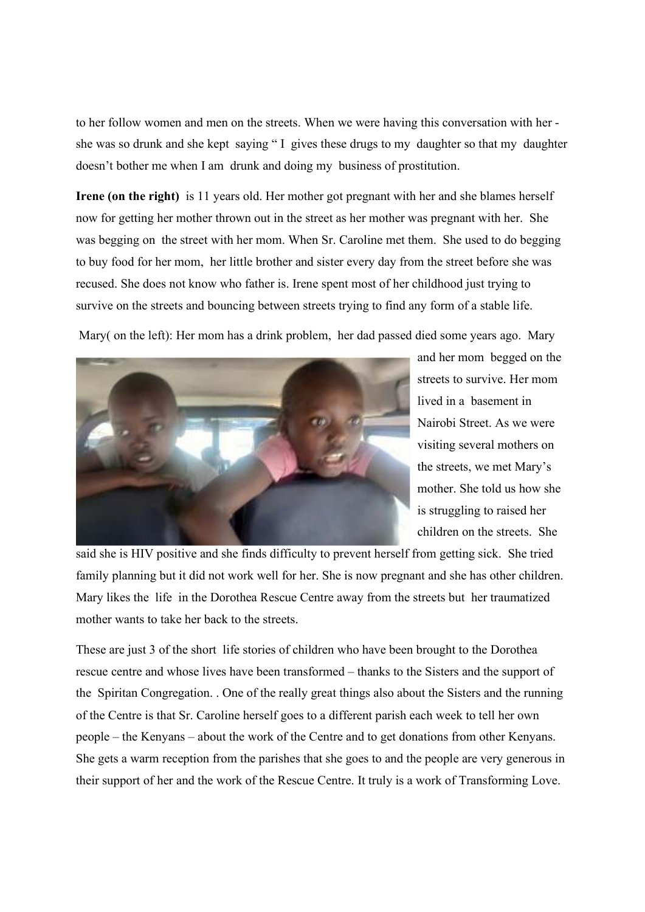to her follow women and men on the streets. When we were having this conversation with her - she was so drunk and she kept saying " I gives these drugs to my daughter so that my daughter doesn't bother me when I am drunk and doing my business of prostitution.

**Irene (on the right)** is 11 years old. Her mother got pregnant with her and she blames herself now for getting her mother thrown out in the street as her mother was pregnant with her. She was begging on the street with her mom. When Sr. Caroline met them. She used to do begging to buy food for her mom, her little brother and sister every day from the street before she was recused. She does not know who father is. Irene spent most of her childhood just trying to survive on the streets and bouncing between streets trying to find any form of a stable life.

Mary( on the left): Her mom has a drink problem, her dad passed died some years ago. Mary and her mom begged on the streets to survive. Her mom lived in a basement in Nairobi Street. As we were visiting several mothers on the streets, we met Mary's mother. She told us how she is struggling to raised her children on the streets. She said she is HIV positive and she finds difficulty to prevent herself from getting sick. She tried family planning but it did not work well for her. She is now pregnant and she has other children. Mary likes the life in the Dorothea Rescue Centre away from the streets but her traumatized mother wants to take her back to the streets.

These are just 3 of the short life stories of children who have been brought to the Dorothea rescue centre and whose lives have been transformed – thanks to the Sisters and the support of the Spiritan Congregation. . One of the really great things also about the Sisters and the running of the Centre is that Sr. Caroline herself goes to a different parish each week to tell her own people – the Kenyans – about the work of the Centre and to get donations from other Kenyans. She gets a warm reception from the parishes that she goes to and the people are very generous in their support of her and the work of the Rescue Centre. It truly is a work of Transforming Love.